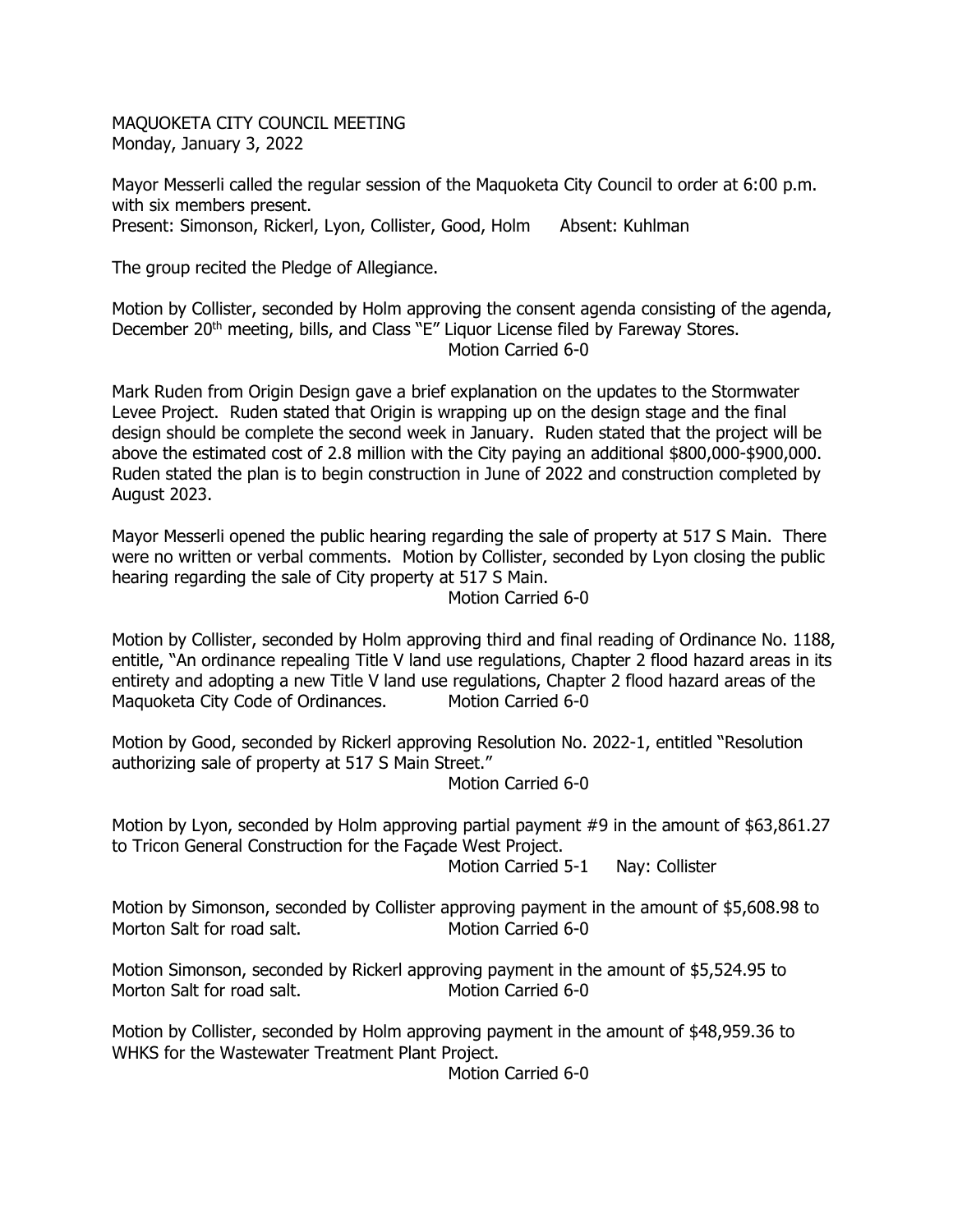MAQUOKETA CITY COUNCIL MEETING
Monday, January 3, 2022

Mayor Messerli called the regular session of the Maquoketa City Council to order at 6:00 p.m. with six members present.
Present: Simonson, Rickerl, Lyon, Collister, Good, Holm Absent: Kuhlman

The group recited the Pledge of Allegiance.

Motion by Collister, seconded by Holm approving the consent agenda consisting of the agenda, December 20th meeting, bills, and Class "E" Liquor License filed by Fareway Stores.
Motion Carried 6-0

Mark Ruden from Origin Design gave a brief explanation on the updates to the Stormwater Levee Project. Ruden stated that Origin is wrapping up on the design stage and the final design should be complete the second week in January. Ruden stated that the project will be above the estimated cost of 2.8 million with the City paying an additional $800,000-$900,000. Ruden stated the plan is to begin construction in June of 2022 and construction completed by August 2023.

Mayor Messerli opened the public hearing regarding the sale of property at 517 S Main. There were no written or verbal comments. Motion by Collister, seconded by Lyon closing the public hearing regarding the sale of City property at 517 S Main.
Motion Carried 6-0

Motion by Collister, seconded by Holm approving third and final reading of Ordinance No. 1188, entitle, "An ordinance repealing Title V land use regulations, Chapter 2 flood hazard areas in its entirety and adopting a new Title V land use regulations, Chapter 2 flood hazard areas of the Maquoketa City Code of Ordinances. Motion Carried 6-0

Motion by Good, seconded by Rickerl approving Resolution No. 2022-1, entitled "Resolution authorizing sale of property at 517 S Main Street."
Motion Carried 6-0

Motion by Lyon, seconded by Holm approving partial payment #9 in the amount of $63,861.27 to Tricon General Construction for the Façade West Project.
Motion Carried 5-1 Nay: Collister

Motion by Simonson, seconded by Collister approving payment in the amount of $5,608.98 to Morton Salt for road salt. Motion Carried 6-0

Motion Simonson, seconded by Rickerl approving payment in the amount of $5,524.95 to Morton Salt for road salt. Motion Carried 6-0

Motion by Collister, seconded by Holm approving payment in the amount of $48,959.36 to WHKS for the Wastewater Treatment Plant Project.
Motion Carried 6-0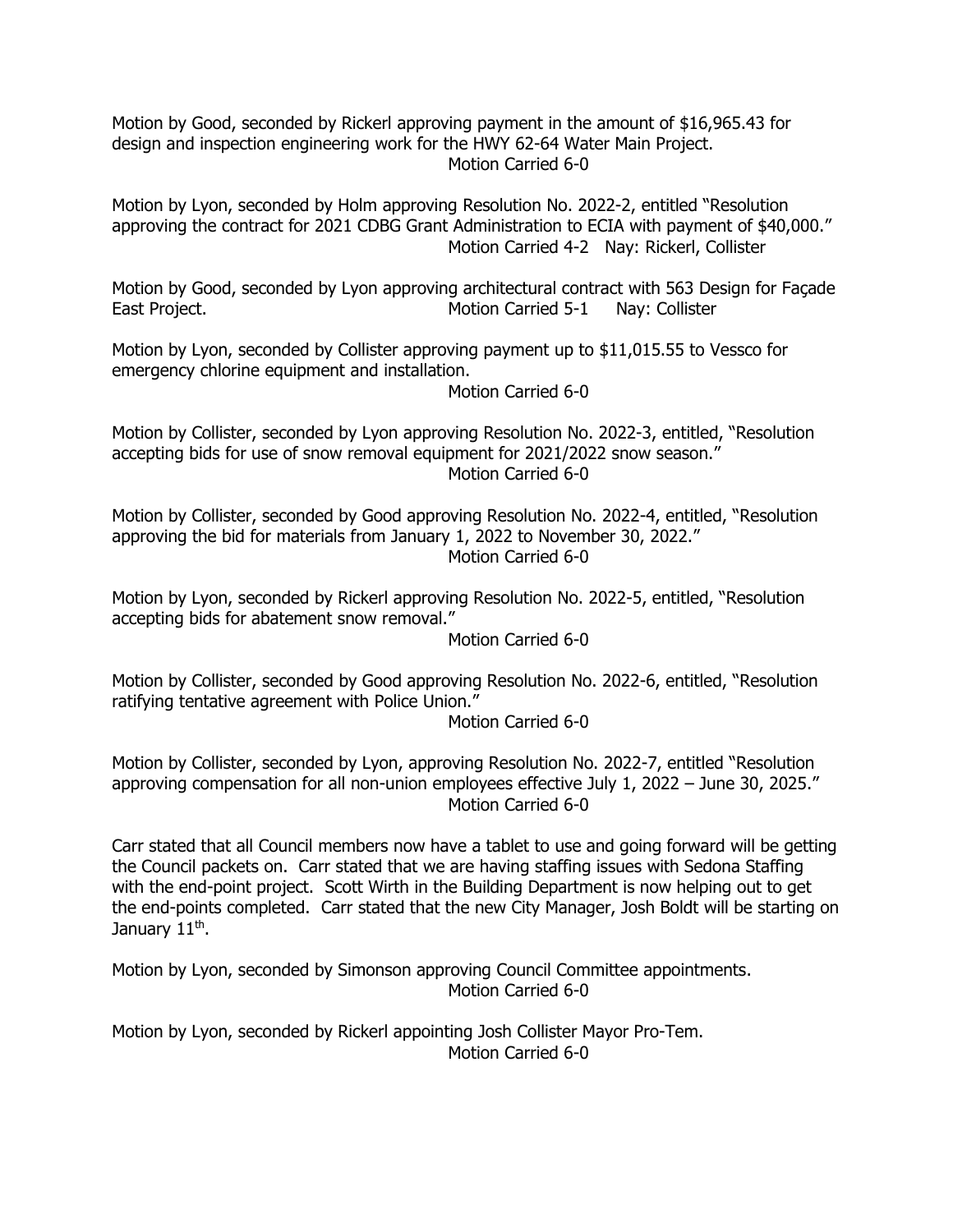Motion by Good, seconded by Rickerl approving payment in the amount of $16,965.43 for design and inspection engineering work for the HWY 62-64 Water Main Project.
Motion Carried 6-0

Motion by Lyon, seconded by Holm approving Resolution No. 2022-2, entitled "Resolution approving the contract for 2021 CDBG Grant Administration to ECIA with payment of $40,000."
Motion Carried 4-2 Nay: Rickerl, Collister

Motion by Good, seconded by Lyon approving architectural contract with 563 Design for Façade East Project. Motion Carried 5-1 Nay: Collister

Motion by Lyon, seconded by Collister approving payment up to $11,015.55 to Vessco for emergency chlorine equipment and installation.
Motion Carried 6-0

Motion by Collister, seconded by Lyon approving Resolution No. 2022-3, entitled, "Resolution accepting bids for use of snow removal equipment for 2021/2022 snow season."
Motion Carried 6-0

Motion by Collister, seconded by Good approving Resolution No. 2022-4, entitled, "Resolution approving the bid for materials from January 1, 2022 to November 30, 2022."
Motion Carried 6-0

Motion by Lyon, seconded by Rickerl approving Resolution No. 2022-5, entitled, "Resolution accepting bids for abatement snow removal."
Motion Carried 6-0

Motion by Collister, seconded by Good approving Resolution No. 2022-6, entitled, "Resolution ratifying tentative agreement with Police Union."
Motion Carried 6-0

Motion by Collister, seconded by Lyon, approving Resolution No. 2022-7, entitled "Resolution approving compensation for all non-union employees effective July 1, 2022 – June 30, 2025."
Motion Carried 6-0

Carr stated that all Council members now have a tablet to use and going forward will be getting the Council packets on. Carr stated that we are having staffing issues with Sedona Staffing with the end-point project. Scott Wirth in the Building Department is now helping out to get the end-points completed. Carr stated that the new City Manager, Josh Boldt will be starting on January 11th.

Motion by Lyon, seconded by Simonson approving Council Committee appointments.
Motion Carried 6-0

Motion by Lyon, seconded by Rickerl appointing Josh Collister Mayor Pro-Tem.
Motion Carried 6-0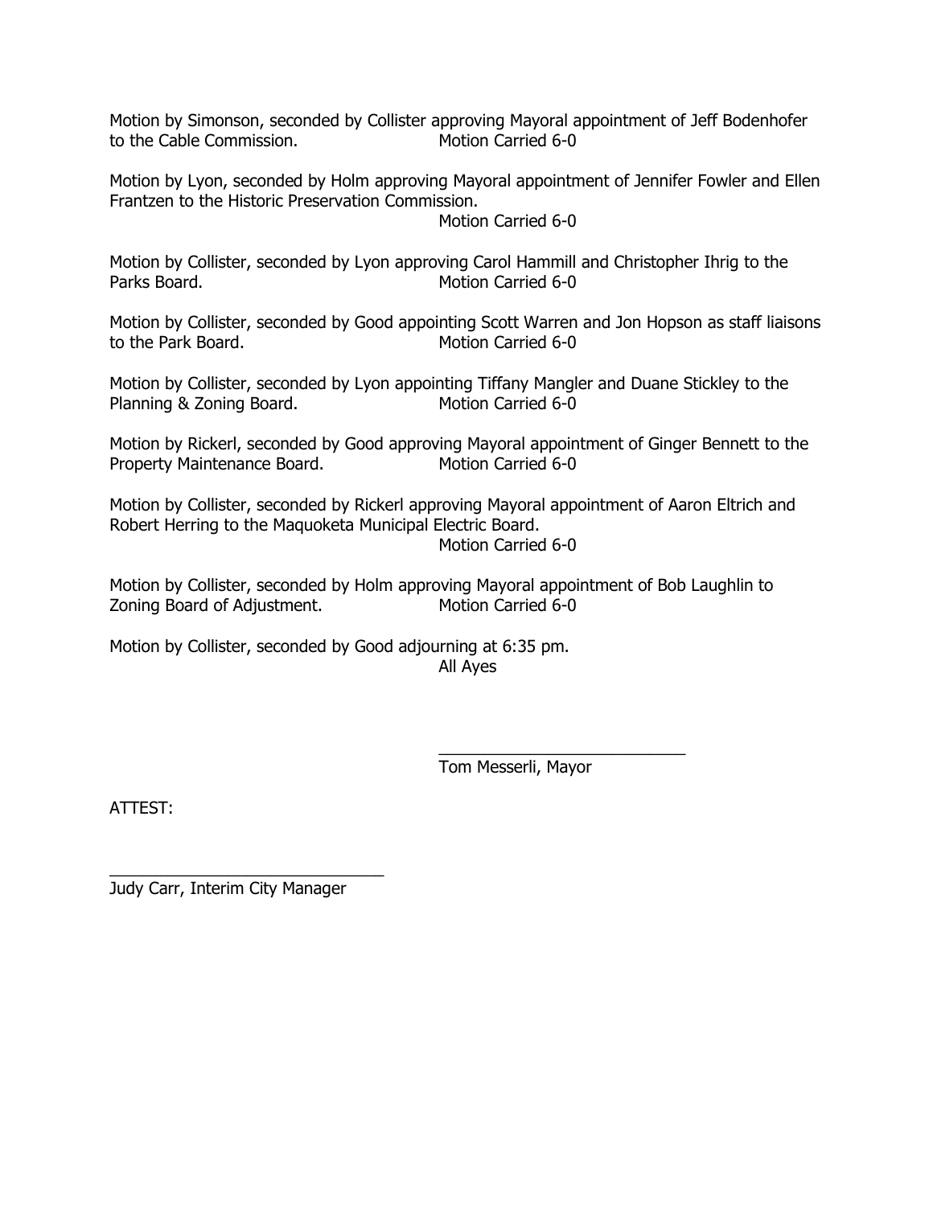Motion by Simonson, seconded by Collister approving Mayoral appointment of Jeff Bodenhofer to the Cable Commission. Motion Carried 6-0

Motion by Lyon, seconded by Holm approving Mayoral appointment of Jennifer Fowler and Ellen Frantzen to the Historic Preservation Commission.
Motion Carried 6-0

Motion by Collister, seconded by Lyon approving Carol Hammill and Christopher Ihrig to the Parks Board. Motion Carried 6-0

Motion by Collister, seconded by Good appointing Scott Warren and Jon Hopson as staff liaisons to the Park Board. Motion Carried 6-0

Motion by Collister, seconded by Lyon appointing Tiffany Mangler and Duane Stickley to the Planning & Zoning Board. Motion Carried 6-0

Motion by Rickerl, seconded by Good approving Mayoral appointment of Ginger Bennett to the Property Maintenance Board. Motion Carried 6-0

Motion by Collister, seconded by Rickerl approving Mayoral appointment of Aaron Eltrich and Robert Herring to the Maquoketa Municipal Electric Board.
Motion Carried 6-0

Motion by Collister, seconded by Holm approving Mayoral appointment of Bob Laughlin to Zoning Board of Adjustment. Motion Carried 6-0

Motion by Collister, seconded by Good adjourning at 6:35 pm.
All Ayes

\_\_\_\_\_\_\_\_\_\_\_\_\_\_\_\_\_\_\_\_\_\_\_\_\_\_\_\_

Tom Messerli, Mayor

ATTEST:

\_\_\_\_\_\_\_\_\_\_\_\_\_\_\_\_\_\_\_\_\_\_\_\_\_\_\_\_\_\_

Judy Carr, Interim City Manager